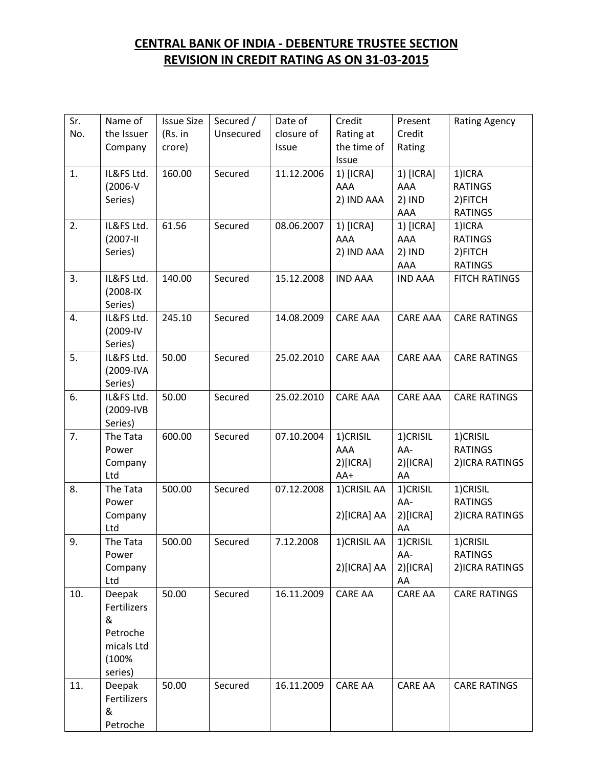# CENTRAL BANK OF INDIA - DEBENTURE TRUSTEE SECTION

# REVISION IN CREDIT RATING AS ON 31-03-2015

| Sr. No. | Name of the Issuer Company | Issue Size (Rs. in crore) | Secured / Unsecured | Date of closure of Issue | Credit Rating at the time of Issue | Present Credit Rating | Rating Agency |
|---|---|---|---|---|---|---|---|
| 1. | IL&FS Ltd. (2006-V Series) | 160.00 | Secured | 11.12.2006 | 1) [ICRA] AAA 2) IND AAA | 1) [ICRA] AAA 2) IND AAA | 1)ICRA RATINGS 2)FITCH RATINGS |
| 2. | IL&FS Ltd. (2007-II Series) | 61.56 | Secured | 08.06.2007 | 1) [ICRA] AAA 2) IND AAA | 1) [ICRA] AAA 2) IND AAA | 1)ICRA RATINGS 2)FITCH RATINGS |
| 3. | IL&FS Ltd. (2008-IX Series) | 140.00 | Secured | 15.12.2008 | IND AAA | IND AAA | FITCH RATINGS |
| 4. | IL&FS Ltd. (2009-IV Series) | 245.10 | Secured | 14.08.2009 | CARE AAA | CARE AAA | CARE RATINGS |
| 5. | IL&FS Ltd. (2009-IVA Series) | 50.00 | Secured | 25.02.2010 | CARE AAA | CARE AAA | CARE RATINGS |
| 6. | IL&FS Ltd. (2009-IVB Series) | 50.00 | Secured | 25.02.2010 | CARE AAA | CARE AAA | CARE RATINGS |
| 7. | The Tata Power Company Ltd | 600.00 | Secured | 07.10.2004 | 1)CRISIL AAA 2)[ICRA] AA+ | 1)CRISIL AA- 2)[ICRA] AA | 1)CRISIL RATINGS 2)ICRA RATINGS |
| 8. | The Tata Power Company Ltd | 500.00 | Secured | 07.12.2008 | 1)CRISIL AA 2)[ICRA] AA | 1)CRISIL AA- 2)[ICRA] AA | 1)CRISIL RATINGS 2)ICRA RATINGS |
| 9. | The Tata Power Company Ltd | 500.00 | Secured | 7.12.2008 | 1)CRISIL AA 2)[ICRA] AA | 1)CRISIL AA- 2)[ICRA] AA | 1)CRISIL RATINGS 2)ICRA RATINGS |
| 10. | Deepak Fertilizers & Petrochemicals Ltd (100% series) | 50.00 | Secured | 16.11.2009 | CARE AA | CARE AA | CARE RATINGS |
| 11. | Deepak Fertilizers & Petroche | 50.00 | Secured | 16.11.2009 | CARE AA | CARE AA | CARE RATINGS |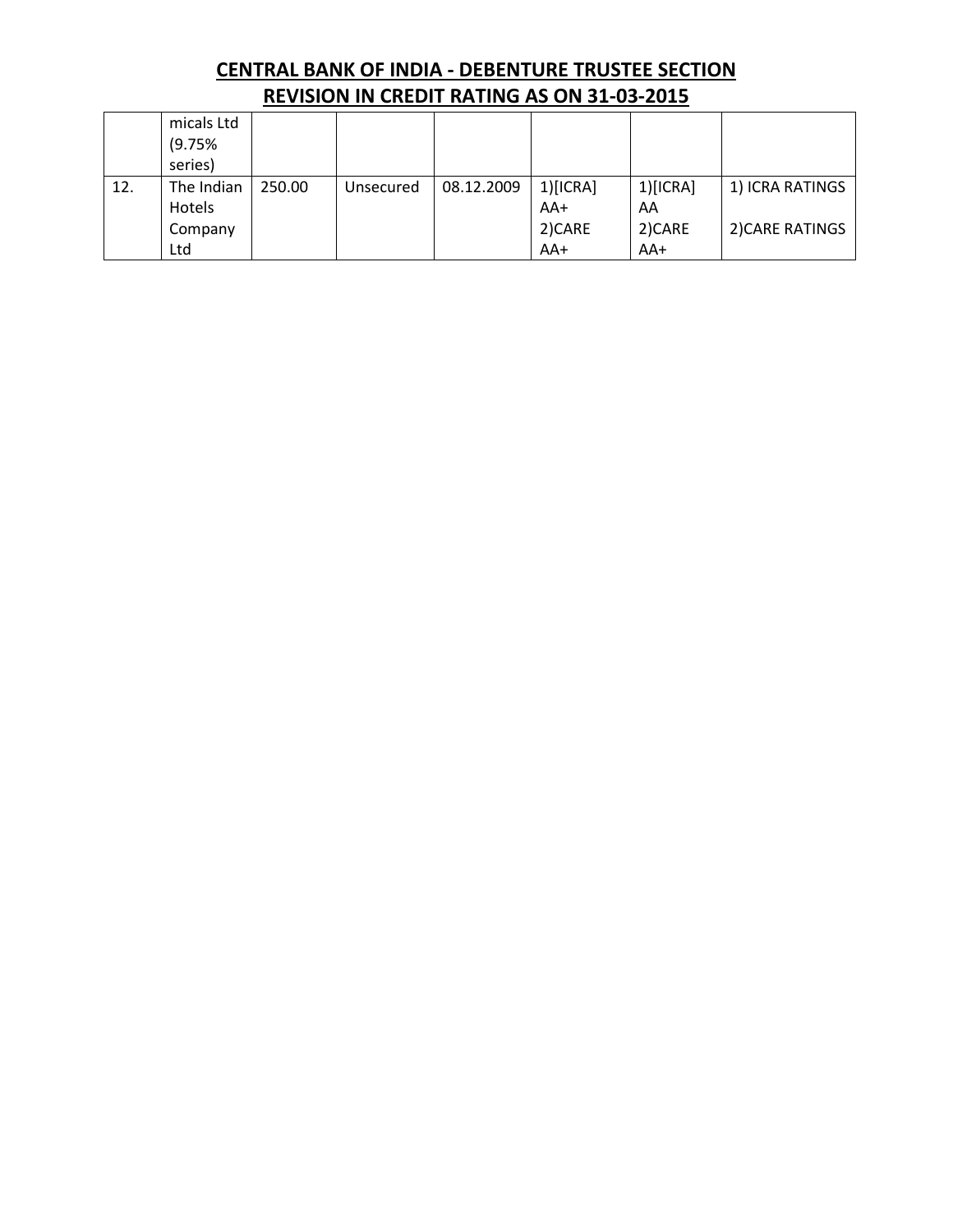## CENTRAL BANK OF INDIA - DEBENTURE TRUSTEE SECTION

## REVISION IN CREDIT RATING AS ON 31-03-2015

| | | | | | | | |
|---|---|---|---|---|---|---|---|
| | micals Ltd (9.75% series) | | | | | | |
| 12. | The Indian Hotels Company Ltd | 250.00 | Unsecured | 08.12.2009 | 1)[ICRA] AA+ 2)CARE AA+ | 1)[ICRA] AA 2)CARE AA+ | 1) ICRA RATINGS 2)CARE RATINGS |